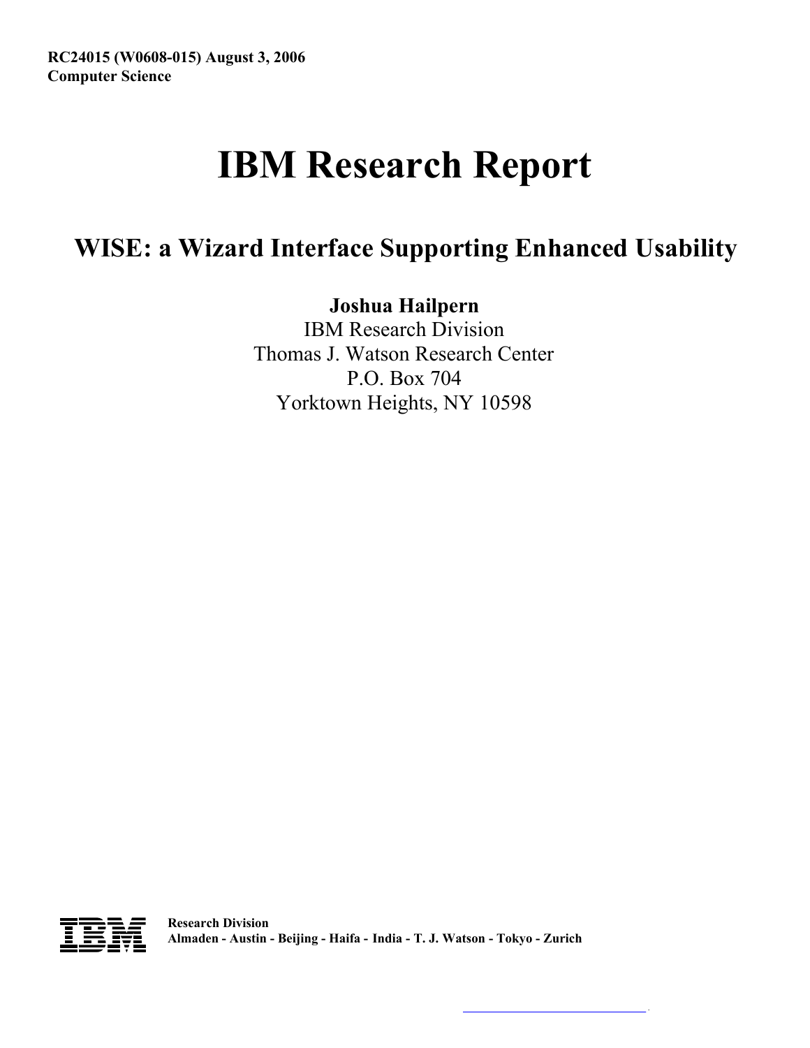**RC24015 (W0608-015) August 3, 2006**
**Computer Science**

# IBM Research Report

## WISE: a Wizard Interface Supporting Enhanced Usability

**Joshua Hailpern**
IBM Research Division
Thomas J. Watson Research Center
P.O. Box 704
Yorktown Heights, NY 10598

**Research Division**
**Almaden - Austin - Beijing - Haifa - India - T. J. Watson - Tokyo - Zurich**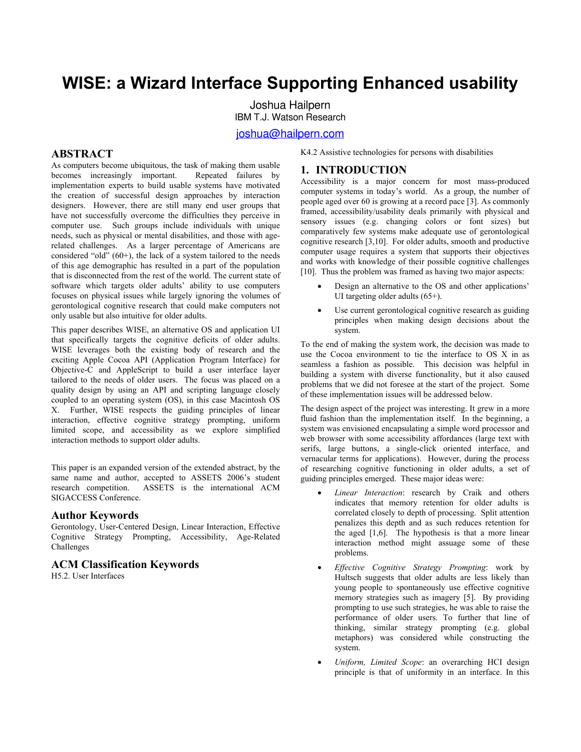# WISE: a Wizard Interface Supporting Enhanced usability

Joshua Hailpern
IBM T.J. Watson Research

joshua@hailpern.com

## ABSTRACT

As computers become ubiquitous, the task of making them usable becomes increasingly important. Repeated failures by implementation experts to build usable systems have motivated the creation of successful design approaches by interaction designers. However, there are still many end user groups that have not successfully overcome the difficulties they perceive in computer use. Such groups include individuals with unique needs, such as physical or mental disabilities, and those with age-related challenges. As a larger percentage of Americans are considered "old" (60+), the lack of a system tailored to the needs of this age demographic has resulted in a part of the population that is disconnected from the rest of the world. The current state of software which targets older adults' ability to use computers focuses on physical issues while largely ignoring the volumes of gerontological cognitive research that could make computers not only usable but also intuitive for older adults.

This paper describes WISE, an alternative OS and application UI that specifically targets the cognitive deficits of older adults. WISE leverages both the existing body of research and the exciting Apple Cocoa API (Application Program Interface) for Objective-C and AppleScript to build a user interface layer tailored to the needs of older users. The focus was placed on a quality design by using an API and scripting language closely coupled to an operating system (OS), in this case Macintosh OS X. Further, WISE respects the guiding principles of linear interaction, effective cognitive strategy prompting, uniform limited scope, and accessibility as we explore simplified interaction methods to support older adults.

This paper is an expanded version of the extended abstract, by the same name and author, accepted to ASSETS 2006's student research competition. ASSETS is the international ACM SIGACCESS Conference.

### Author Keywords

Gerontology, User-Centered Design, Linear Interaction, Effective Cognitive Strategy Prompting, Accessibility, Age-Related Challenges

### ACM Classification Keywords

H5.2. User Interfaces

K4.2 Assistive technologies for persons with disabilities

## 1. INTRODUCTION

Accessibility is a major concern for most mass-produced computer systems in today's world. As a group, the number of people aged over 60 is growing at a record pace [3]. As commonly framed, accessibility/usability deals primarily with physical and sensory issues (e.g. changing colors or font sizes) but comparatively few systems make adequate use of gerontological cognitive research [3,10]. For older adults, smooth and productive computer usage requires a system that supports their objectives and works with knowledge of their possible cognitive challenges [10]. Thus the problem was framed as having two major aspects:

- Design an alternative to the OS and other applications' UI targeting older adults (65+).
- Use current gerontological cognitive research as guiding principles when making design decisions about the system.

To the end of making the system work, the decision was made to use the Cocoa environment to tie the interface to OS X in as seamless a fashion as possible. This decision was helpful in building a system with diverse functionality, but it also caused problems that we did not foresee at the start of the project. Some of these implementation issues will be addressed below.

The design aspect of the project was interesting. It grew in a more fluid fashion than the implementation itself. In the beginning, a system was envisioned encapsulating a simple word processor and web browser with some accessibility affordances (large text with serifs, large buttons, a single-click oriented interface, and vernacular terms for applications). However, during the process of researching cognitive functioning in older adults, a set of guiding principles emerged. These major ideas were:

- *Linear Interaction*: research by Craik and others indicates that memory retention for older adults is correlated closely to depth of processing. Split attention penalizes this depth and as such reduces retention for the aged [1,6]. The hypothesis is that a more linear interaction method might assuage some of these problems.
- *Effective Cognitive Strategy Prompting*: work by Hultsch suggests that older adults are less likely than young people to spontaneously use effective cognitive memory strategies such as imagery [5]. By providing prompting to use such strategies, he was able to raise the performance of older users. To further that line of thinking, similar strategy prompting (e.g. global metaphors) was considered while constructing the system.
- *Uniform, Limited Scope*: an overarching HCI design principle is that of uniformity in an interface. In this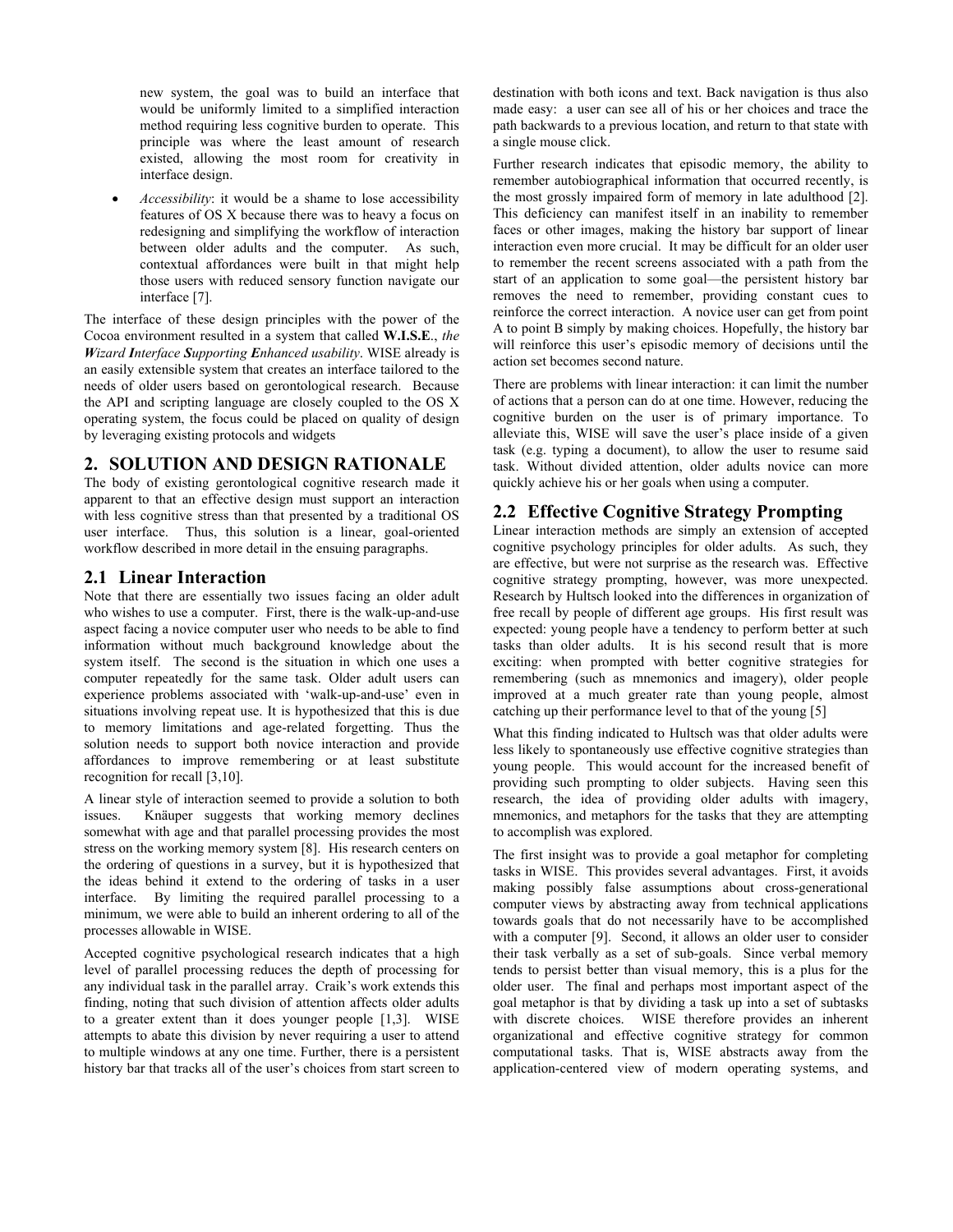new system, the goal was to build an interface that would be uniformly limited to a simplified interaction method requiring less cognitive burden to operate. This principle was where the least amount of research existed, allowing the most room for creativity in interface design.

- *Accessibility*: it would be a shame to lose accessibility features of OS X because there was to heavy a focus on redesigning and simplifying the workflow of interaction between older adults and the computer. As such, contextual affordances were built in that might help those users with reduced sensory function navigate our interface [7].

The interface of these design principles with the power of the Cocoa environment resulted in a system that called **W.I.S.E.**, ***the W****izard* ***I****nterface* ***S****upporting* ***E****nhanced usability*. WISE already is an easily extensible system that creates an interface tailored to the needs of older users based on gerontological research. Because the API and scripting language are closely coupled to the OS X operating system, the focus could be placed on quality of design by leveraging existing protocols and widgets

## 2. SOLUTION AND DESIGN RATIONALE

The body of existing gerontological cognitive research made it apparent to that an effective design must support an interaction with less cognitive stress than that presented by a traditional OS user interface. Thus, this solution is a linear, goal-oriented workflow described in more detail in the ensuing paragraphs.

### 2.1 Linear Interaction

Note that there are essentially two issues facing an older adult who wishes to use a computer. First, there is the walk-up-and-use aspect facing a novice computer user who needs to be able to find information without much background knowledge about the system itself. The second is the situation in which one uses a computer repeatedly for the same task. Older adult users can experience problems associated with 'walk-up-and-use' even in situations involving repeat use. It is hypothesized that this is due to memory limitations and age-related forgetting. Thus the solution needs to support both novice interaction and provide affordances to improve remembering or at least substitute recognition for recall [3,10].

A linear style of interaction seemed to provide a solution to both issues. Knäuper suggests that working memory declines somewhat with age and that parallel processing provides the most stress on the working memory system [8]. His research centers on the ordering of questions in a survey, but it is hypothesized that the ideas behind it extend to the ordering of tasks in a user interface. By limiting the required parallel processing to a minimum, we were able to build an inherent ordering to all of the processes allowable in WISE.

Accepted cognitive psychological research indicates that a high level of parallel processing reduces the depth of processing for any individual task in the parallel array. Craik's work extends this finding, noting that such division of attention affects older adults to a greater extent than it does younger people [1,3]. WISE attempts to abate this division by never requiring a user to attend to multiple windows at any one time. Further, there is a persistent history bar that tracks all of the user's choices from start screen to destination with both icons and text. Back navigation is thus also made easy: a user can see all of his or her choices and trace the path backwards to a previous location, and return to that state with a single mouse click.

Further research indicates that episodic memory, the ability to remember autobiographical information that occurred recently, is the most grossly impaired form of memory in late adulthood [2]. This deficiency can manifest itself in an inability to remember faces or other images, making the history bar support of linear interaction even more crucial. It may be difficult for an older user to remember the recent screens associated with a path from the start of an application to some goal—the persistent history bar removes the need to remember, providing constant cues to reinforce the correct interaction. A novice user can get from point A to point B simply by making choices. Hopefully, the history bar will reinforce this user's episodic memory of decisions until the action set becomes second nature.

There are problems with linear interaction: it can limit the number of actions that a person can do at one time. However, reducing the cognitive burden on the user is of primary importance. To alleviate this, WISE will save the user's place inside of a given task (e.g. typing a document), to allow the user to resume said task. Without divided attention, older adults novice can more quickly achieve his or her goals when using a computer.

### 2.2 Effective Cognitive Strategy Prompting

Linear interaction methods are simply an extension of accepted cognitive psychology principles for older adults. As such, they are effective, but were not surprise as the research was. Effective cognitive strategy prompting, however, was more unexpected. Research by Hultsch looked into the differences in organization of free recall by people of different age groups. His first result was expected: young people have a tendency to perform better at such tasks than older adults. It is his second result that is more exciting: when prompted with better cognitive strategies for remembering (such as mnemonics and imagery), older people improved at a much greater rate than young people, almost catching up their performance level to that of the young [5]

What this finding indicated to Hultsch was that older adults were less likely to spontaneously use effective cognitive strategies than young people. This would account for the increased benefit of providing such prompting to older subjects. Having seen this research, the idea of providing older adults with imagery, mnemonics, and metaphors for the tasks that they are attempting to accomplish was explored.

The first insight was to provide a goal metaphor for completing tasks in WISE. This provides several advantages. First, it avoids making possibly false assumptions about cross-generational computer views by abstracting away from technical applications towards goals that do not necessarily have to be accomplished with a computer [9]. Second, it allows an older user to consider their task verbally as a set of sub-goals. Since verbal memory tends to persist better than visual memory, this is a plus for the older user. The final and perhaps most important aspect of the goal metaphor is that by dividing a task up into a set of subtasks with discrete choices. WISE therefore provides an inherent organizational and effective cognitive strategy for common computational tasks. That is, WISE abstracts away from the application-centered view of modern operating systems, and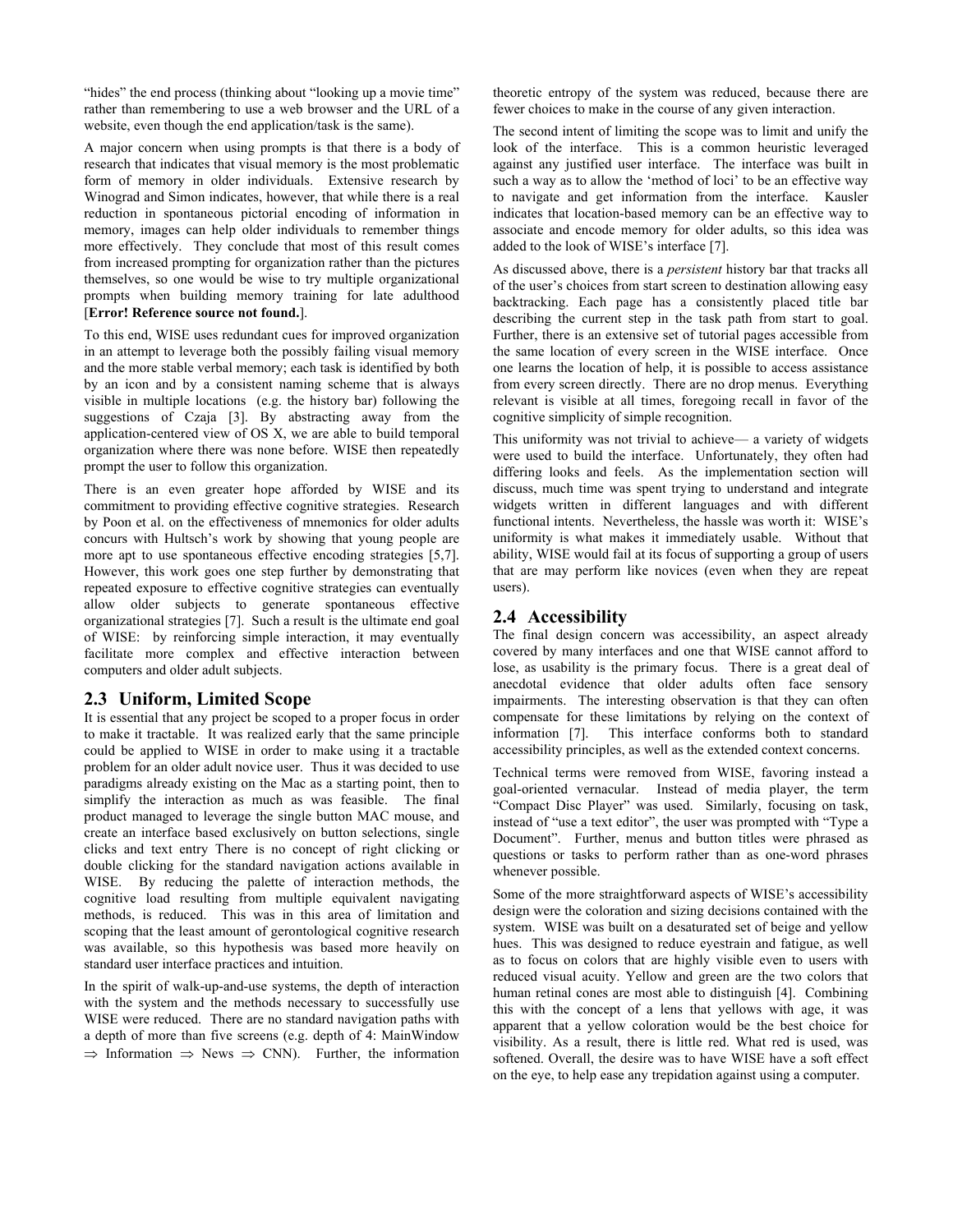"hides" the end process (thinking about "looking up a movie time" rather than remembering to use a web browser and the URL of a website, even though the end application/task is the same).

A major concern when using prompts is that there is a body of research that indicates that visual memory is the most problematic form of memory in older individuals. Extensive research by Winograd and Simon indicates, however, that while there is a real reduction in spontaneous pictorial encoding of information in memory, images can help older individuals to remember things more effectively. They conclude that most of this result comes from increased prompting for organization rather than the pictures themselves, so one would be wise to try multiple organizational prompts when building memory training for late adulthood [**Error! Reference source not found.**].

To this end, WISE uses redundant cues for improved organization in an attempt to leverage both the possibly failing visual memory and the more stable verbal memory; each task is identified by both by an icon and by a consistent naming scheme that is always visible in multiple locations (e.g. the history bar) following the suggestions of Czaja [3]. By abstracting away from the application-centered view of OS X, we are able to build temporal organization where there was none before. WISE then repeatedly prompt the user to follow this organization.

There is an even greater hope afforded by WISE and its commitment to providing effective cognitive strategies. Research by Poon et al. on the effectiveness of mnemonics for older adults concurs with Hultsch's work by showing that young people are more apt to use spontaneous effective encoding strategies [5,7]. However, this work goes one step further by demonstrating that repeated exposure to effective cognitive strategies can eventually allow older subjects to generate spontaneous effective organizational strategies [7]. Such a result is the ultimate end goal of WISE: by reinforcing simple interaction, it may eventually facilitate more complex and effective interaction between computers and older adult subjects.

## 2.3 Uniform, Limited Scope

It is essential that any project be scoped to a proper focus in order to make it tractable. It was realized early that the same principle could be applied to WISE in order to make using it a tractable problem for an older adult novice user. Thus it was decided to use paradigms already existing on the Mac as a starting point, then to simplify the interaction as much as was feasible. The final product managed to leverage the single button MAC mouse, and create an interface based exclusively on button selections, single clicks and text entry There is no concept of right clicking or double clicking for the standard navigation actions available in WISE. By reducing the palette of interaction methods, the cognitive load resulting from multiple equivalent navigating methods, is reduced. This was in this area of limitation and scoping that the least amount of gerontological cognitive research was available, so this hypothesis was based more heavily on standard user interface practices and intuition.

In the spirit of walk-up-and-use systems, the depth of interaction with the system and the methods necessary to successfully use WISE were reduced. There are no standard navigation paths with a depth of more than five screens (e.g. depth of 4: MainWindow ⇒ Information ⇒ News ⇒ CNN). Further, the information theoretic entropy of the system was reduced, because there are fewer choices to make in the course of any given interaction.

The second intent of limiting the scope was to limit and unify the look of the interface. This is a common heuristic leveraged against any justified user interface. The interface was built in such a way as to allow the 'method of loci' to be an effective way to navigate and get information from the interface. Kausler indicates that location-based memory can be an effective way to associate and encode memory for older adults, so this idea was added to the look of WISE's interface [7].

As discussed above, there is a *persistent* history bar that tracks all of the user's choices from start screen to destination allowing easy backtracking. Each page has a consistently placed title bar describing the current step in the task path from start to goal. Further, there is an extensive set of tutorial pages accessible from the same location of every screen in the WISE interface. Once one learns the location of help, it is possible to access assistance from every screen directly. There are no drop menus. Everything relevant is visible at all times, foregoing recall in favor of the cognitive simplicity of simple recognition.

This uniformity was not trivial to achieve— a variety of widgets were used to build the interface. Unfortunately, they often had differing looks and feels. As the implementation section will discuss, much time was spent trying to understand and integrate widgets written in different languages and with different functional intents. Nevertheless, the hassle was worth it: WISE's uniformity is what makes it immediately usable. Without that ability, WISE would fail at its focus of supporting a group of users that are may perform like novices (even when they are repeat users).

## 2.4 Accessibility

The final design concern was accessibility, an aspect already covered by many interfaces and one that WISE cannot afford to lose, as usability is the primary focus. There is a great deal of anecdotal evidence that older adults often face sensory impairments. The interesting observation is that they can often compensate for these limitations by relying on the context of information [7]. This interface conforms both to standard accessibility principles, as well as the extended context concerns.

Technical terms were removed from WISE, favoring instead a goal-oriented vernacular. Instead of media player, the term "Compact Disc Player" was used. Similarly, focusing on task, instead of "use a text editor", the user was prompted with "Type a Document". Further, menus and button titles were phrased as questions or tasks to perform rather than as one-word phrases whenever possible.

Some of the more straightforward aspects of WISE's accessibility design were the coloration and sizing decisions contained with the system. WISE was built on a desaturated set of beige and yellow hues. This was designed to reduce eyestrain and fatigue, as well as to focus on colors that are highly visible even to users with reduced visual acuity. Yellow and green are the two colors that human retinal cones are most able to distinguish [4]. Combining this with the concept of a lens that yellows with age, it was apparent that a yellow coloration would be the best choice for visibility. As a result, there is little red. What red is used, was softened. Overall, the desire was to have WISE have a soft effect on the eye, to help ease any trepidation against using a computer.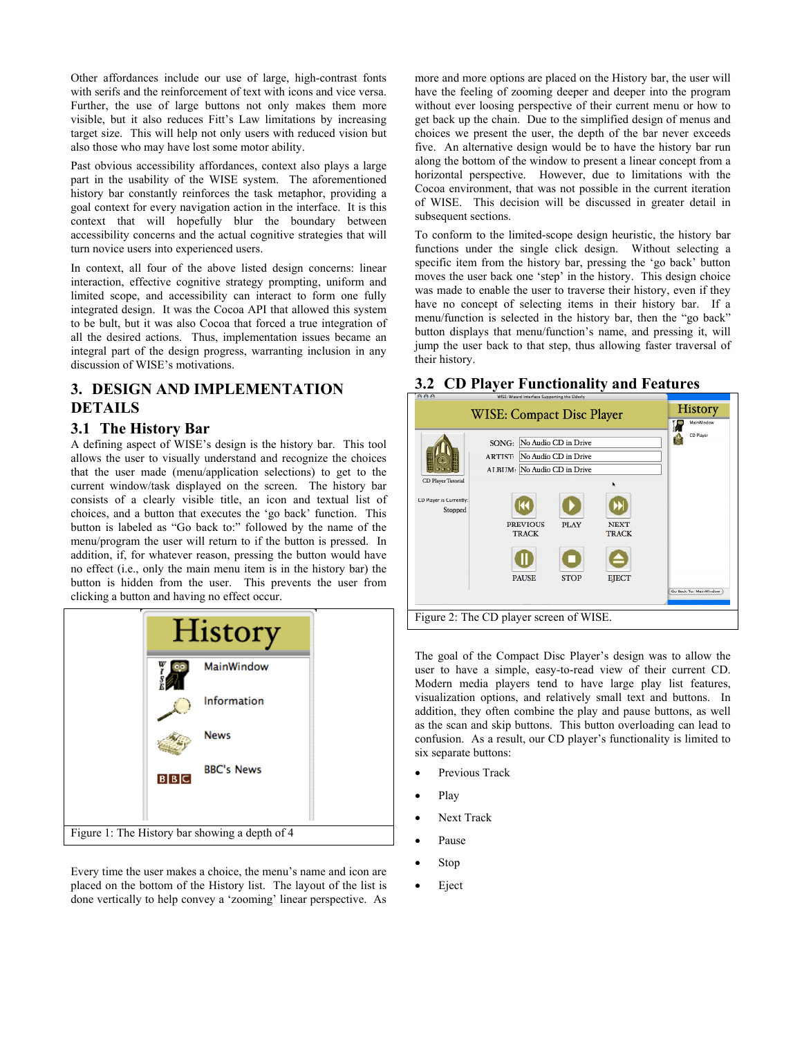Other affordances include our use of large, high-contrast fonts with serifs and the reinforcement of text with icons and vice versa. Further, the use of large buttons not only makes them more visible, but it also reduces Fitt's Law limitations by increasing target size. This will help not only users with reduced vision but also those who may have lost some motor ability.

Past obvious accessibility affordances, context also plays a large part in the usability of the WISE system. The aforementioned history bar constantly reinforces the task metaphor, providing a goal context for every navigation action in the interface. It is this context that will hopefully blur the boundary between accessibility concerns and the actual cognitive strategies that will turn novice users into experienced users.

In context, all four of the above listed design concerns: linear interaction, effective cognitive strategy prompting, uniform and limited scope, and accessibility can interact to form one fully integrated design. It was the Cocoa API that allowed this system to be bult, but it was also Cocoa that forced a true integration of all the desired actions. Thus, implementation issues became an integral part of the design progress, warranting inclusion in any discussion of WISE's motivations.

## 3. DESIGN AND IMPLEMENTATION DETAILS

### 3.1 The History Bar

A defining aspect of WISE's design is the history bar. This tool allows the user to visually understand and recognize the choices that the user made (menu/application selections) to get to the current window/task displayed on the screen. The history bar consists of a clearly visible title, an icon and textual list of choices, and a button that executes the 'go back' function. This button is labeled as "Go back to:" followed by the name of the menu/program the user will return to if the button is pressed. In addition, if, for whatever reason, pressing the button would have no effect (i.e., only the main menu item is in the history bar) the button is hidden from the user. This prevents the user from clicking a button and having no effect occur.

Figure 1: The History bar showing a depth of 4

Every time the user makes a choice, the menu's name and icon are placed on the bottom of the History list. The layout of the list is done vertically to help convey a 'zooming' linear perspective. As more and more options are placed on the History bar, the user will have the feeling of zooming deeper and deeper into the program without ever loosing perspective of their current menu or how to get back up the chain. Due to the simplified design of menus and choices we present the user, the depth of the bar never exceeds five. An alternative design would be to have the history bar run along the bottom of the window to present a linear concept from a horizontal perspective. However, due to limitations with the Cocoa environment, that was not possible in the current iteration of WISE. This decision will be discussed in greater detail in subsequent sections.

To conform to the limited-scope design heuristic, the history bar functions under the single click design. Without selecting a specific item from the history bar, pressing the 'go back' button moves the user back one 'step' in the history. This design choice was made to enable the user to traverse their history, even if they have no concept of selecting items in their history bar. If a menu/function is selected in the history bar, then the "go back" button displays that menu/function's name, and pressing it, will jump the user back to that step, thus allowing faster traversal of their history.

### 3.2 CD Player Functionality and Features

Figure 2: The CD player screen of WISE.

The goal of the Compact Disc Player's design was to allow the user to have a simple, easy-to-read view of their current CD. Modern media players tend to have large play list features, visualization options, and relatively small text and buttons. In addition, they often combine the play and pause buttons, as well as the scan and skip buttons. This button overloading can lead to confusion. As a result, our CD player's functionality is limited to six separate buttons:

- Previous Track
- Play
- Next Track
- Pause
- Stop
- Eject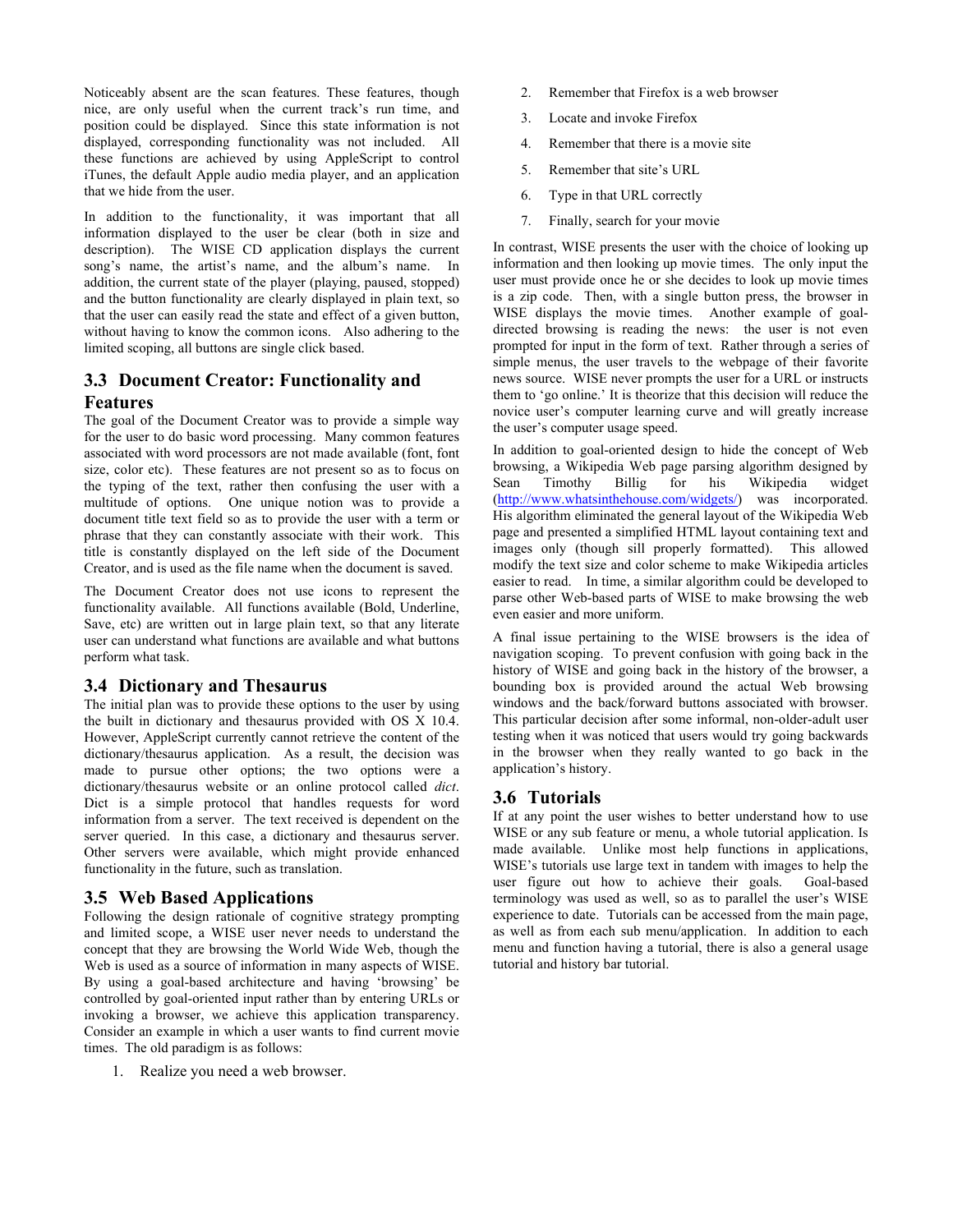Noticeably absent are the scan features. These features, though nice, are only useful when the current track's run time, and position could be displayed. Since this state information is not displayed, corresponding functionality was not included. All these functions are achieved by using AppleScript to control iTunes, the default Apple audio media player, and an application that we hide from the user.

In addition to the functionality, it was important that all information displayed to the user be clear (both in size and description). The WISE CD application displays the current song's name, the artist's name, and the album's name. In addition, the current state of the player (playing, paused, stopped) and the button functionality are clearly displayed in plain text, so that the user can easily read the state and effect of a given button, without having to know the common icons. Also adhering to the limited scoping, all buttons are single click based.

## 3.3 Document Creator: Functionality and Features

The goal of the Document Creator was to provide a simple way for the user to do basic word processing. Many common features associated with word processors are not made available (font, font size, color etc). These features are not present so as to focus on the typing of the text, rather then confusing the user with a multitude of options. One unique notion was to provide a document title text field so as to provide the user with a term or phrase that they can constantly associate with their work. This title is constantly displayed on the left side of the Document Creator, and is used as the file name when the document is saved.

The Document Creator does not use icons to represent the functionality available. All functions available (Bold, Underline, Save, etc) are written out in large plain text, so that any literate user can understand what functions are available and what buttons perform what task.

## 3.4 Dictionary and Thesaurus

The initial plan was to provide these options to the user by using the built in dictionary and thesaurus provided with OS X 10.4. However, AppleScript currently cannot retrieve the content of the dictionary/thesaurus application. As a result, the decision was made to pursue other options; the two options were a dictionary/thesaurus website or an online protocol called *dict*. Dict is a simple protocol that handles requests for word information from a server. The text received is dependent on the server queried. In this case, a dictionary and thesaurus server. Other servers were available, which might provide enhanced functionality in the future, such as translation.

## 3.5 Web Based Applications

Following the design rationale of cognitive strategy prompting and limited scope, a WISE user never needs to understand the concept that they are browsing the World Wide Web, though the Web is used as a source of information in many aspects of WISE. By using a goal-based architecture and having 'browsing' be controlled by goal-oriented input rather than by entering URLs or invoking a browser, we achieve this application transparency. Consider an example in which a user wants to find current movie times. The old paradigm is as follows:

1. Realize you need a web browser.
2. Remember that Firefox is a web browser
3. Locate and invoke Firefox
4. Remember that there is a movie site
5. Remember that site's URL
6. Type in that URL correctly
7. Finally, search for your movie

In contrast, WISE presents the user with the choice of looking up information and then looking up movie times. The only input the user must provide once he or she decides to look up movie times is a zip code. Then, with a single button press, the browser in WISE displays the movie times. Another example of goal-directed browsing is reading the news: the user is not even prompted for input in the form of text. Rather through a series of simple menus, the user travels to the webpage of their favorite news source. WISE never prompts the user for a URL or instructs them to 'go online.' It is theorize that this decision will reduce the novice user's computer learning curve and will greatly increase the user's computer usage speed.

In addition to goal-oriented design to hide the concept of Web browsing, a Wikipedia Web page parsing algorithm designed by Sean Timothy Billig for his Wikipedia widget (http://www.whatsinthehouse.com/widgets/) was incorporated. His algorithm eliminated the general layout of the Wikipedia Web page and presented a simplified HTML layout containing text and images only (though sill properly formatted). This allowed modify the text size and color scheme to make Wikipedia articles easier to read. In time, a similar algorithm could be developed to parse other Web-based parts of WISE to make browsing the web even easier and more uniform.

A final issue pertaining to the WISE browsers is the idea of navigation scoping. To prevent confusion with going back in the history of WISE and going back in the history of the browser, a bounding box is provided around the actual Web browsing windows and the back/forward buttons associated with browser. This particular decision after some informal, non-older-adult user testing when it was noticed that users would try going backwards in the browser when they really wanted to go back in the application's history.

## 3.6 Tutorials

If at any point the user wishes to better understand how to use WISE or any sub feature or menu, a whole tutorial application. Is made available. Unlike most help functions in applications, WISE's tutorials use large text in tandem with images to help the user figure out how to achieve their goals. Goal-based terminology was used as well, so as to parallel the user's WISE experience to date. Tutorials can be accessed from the main page, as well as from each sub menu/application. In addition to each menu and function having a tutorial, there is also a general usage tutorial and history bar tutorial.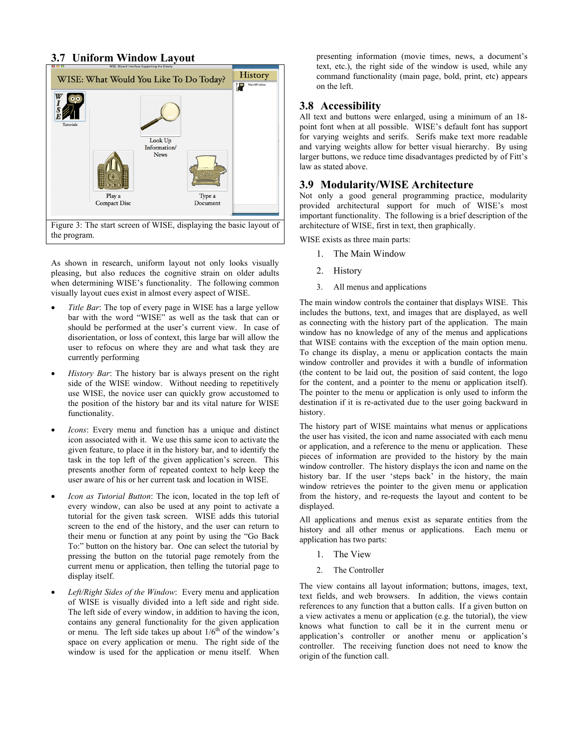## 3.7 Uniform Window Layout

Figure 3: The start screen of WISE, displaying the basic layout of the program.

As shown in research, uniform layout not only looks visually pleasing, but also reduces the cognitive strain on older adults when determining WISE's functionality. The following common visually layout cues exist in almost every aspect of WISE.

- *Title Bar*: The top of every page in WISE has a large yellow bar with the word "WISE" as well as the task that can or should be performed at the user's current view. In case of disorientation, or loss of context, this large bar will allow the user to refocus on where they are and what task they are currently performing
- *History Bar*: The history bar is always present on the right side of the WISE window. Without needing to repetitively use WISE, the novice user can quickly grow accustomed to the position of the history bar and its vital nature for WISE functionality.
- *Icons*: Every menu and function has a unique and distinct icon associated with it. We use this same icon to activate the given feature, to place it in the history bar, and to identify the task in the top left of the given application's screen. This presents another form of repeated context to help keep the user aware of his or her current task and location in WISE.
- *Icon as Tutorial Button*: The icon, located in the top left of every window, can also be used at any point to activate a tutorial for the given task screen. WISE adds this tutorial screen to the end of the history, and the user can return to their menu or function at any point by using the "Go Back To:" button on the history bar. One can select the tutorial by pressing the button on the tutorial page remotely from the current menu or application, then telling the tutorial page to display itself.
- *Left/Right Sides of the Window*: Every menu and application of WISE is visually divided into a left side and right side. The left side of every window, in addition to having the icon, contains any general functionality for the given application or menu. The left side takes up about 1/6[th] of the window's space on every application or menu. The right side of the window is used for the application or menu itself. When presenting information (movie times, news, a document's text, etc.), the right side of the window is used, while any command functionality (main page, bold, print, etc) appears on the left.

## 3.8 Accessibility

All text and buttons were enlarged, using a minimum of an 18-point font when at all possible. WISE's default font has support for varying weights and serifs. Serifs make text more readable and varying weights allow for better visual hierarchy. By using larger buttons, we reduce time disadvantages predicted by of Fitt's law as stated above.

## 3.9 Modularity/WISE Architecture

Not only a good general programming practice, modularity provided architectural support for much of WISE's most important functionality. The following is a brief description of the architecture of WISE, first in text, then graphically.

WISE exists as three main parts:

1. The Main Window
2. History
3. All menus and applications

The main window controls the container that displays WISE. This includes the buttons, text, and images that are displayed, as well as connecting with the history part of the application. The main window has no knowledge of any of the menus and applications that WISE contains with the exception of the main option menu. To change its display, a menu or application contacts the main window controller and provides it with a bundle of information (the content to be laid out, the position of said content, the logo for the content, and a pointer to the menu or application itself). The pointer to the menu or application is only used to inform the destination if it is re-activated due to the user going backward in history.

The history part of WISE maintains what menus or applications the user has visited, the icon and name associated with each menu or application, and a reference to the menu or application. These pieces of information are provided to the history by the main window controller. The history displays the icon and name on the history bar. If the user 'steps back' in the history, the main window retrieves the pointer to the given menu or application from the history, and re-requests the layout and content to be displayed.

All applications and menus exist as separate entities from the history and all other menus or applications. Each menu or application has two parts:

1. The View
2. The Controller

The view contains all layout information; buttons, images, text, text fields, and web browsers. In addition, the views contain references to any function that a button calls. If a given button on a view activates a menu or application (e.g. the tutorial), the view knows what function to call be it in the current menu or application's controller or another menu or application's controller. The receiving function does not need to know the origin of the function call.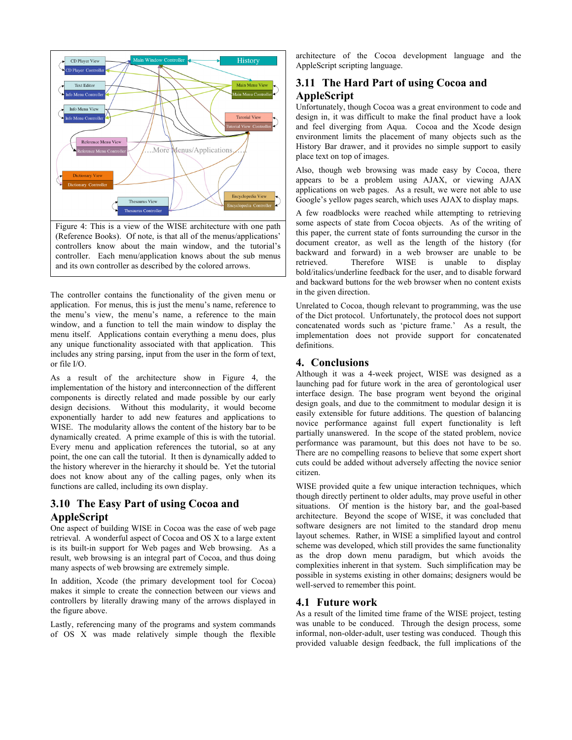Figure 4: This is a view of the WISE architecture with one path (Reference Books). Of note, is that all of the menus/applications' controllers know about the main window, and the tutorial's controller. Each menu/application knows about the sub menus and its own controller as described by the colored arrows.

The controller contains the functionality of the given menu or application. For menus, this is just the menu's name, reference to the menu's view, the menu's name, a reference to the main window, and a function to tell the main window to display the menu itself. Applications contain everything a menu does, plus any unique functionality associated with that application. This includes any string parsing, input from the user in the form of text, or file I/O.

As a result of the architecture show in Figure 4, the implementation of the history and interconnection of the different components is directly related and made possible by our early design decisions. Without this modularity, it would become exponentially harder to add new features and applications to WISE. The modularity allows the content of the history bar to be dynamically created. A prime example of this is with the tutorial. Every menu and application references the tutorial, so at any point, the one can call the tutorial. It then is dynamically added to the history wherever in the hierarchy it should be. Yet the tutorial does not know about any of the calling pages, only when its functions are called, including its own display.

## 3.10 The Easy Part of using Cocoa and AppleScript

One aspect of building WISE in Cocoa was the ease of web page retrieval. A wonderful aspect of Cocoa and OS X to a large extent is its built-in support for Web pages and Web browsing. As a result, web browsing is an integral part of Cocoa, and thus doing many aspects of web browsing are extremely simple.

In addition, Xcode (the primary development tool for Cocoa) makes it simple to create the connection between our views and controllers by literally drawing many of the arrows displayed in the figure above.

Lastly, referencing many of the programs and system commands of OS X was made relatively simple though the flexible architecture of the Cocoa development language and the AppleScript scripting language.

## 3.11 The Hard Part of using Cocoa and AppleScript

Unfortunately, though Cocoa was a great environment to code and design in, it was difficult to make the final product have a look and feel diverging from Aqua. Cocoa and the Xcode design environment limits the placement of many objects such as the History Bar drawer, and it provides no simple support to easily place text on top of images.

Also, though web browsing was made easy by Cocoa, there appears to be a problem using AJAX, or viewing AJAX applications on web pages. As a result, we were not able to use Google's yellow pages search, which uses AJAX to display maps.

A few roadblocks were reached while attempting to retrieving some aspects of state from Cocoa objects. As of the writing of this paper, the current state of fonts surrounding the cursor in the document creator, as well as the length of the history (for backward and forward) in a web browser are unable to be retrieved. Therefore WISE is unable to display bold/italics/underline feedback for the user, and to disable forward and backward buttons for the web browser when no content exists in the given direction.

Unrelated to Cocoa, though relevant to programming, was the use of the Dict protocol. Unfortunately, the protocol does not support concatenated words such as 'picture frame.' As a result, the implementation does not provide support for concatenated definitions.

# 4. Conclusions

Although it was a 4-week project, WISE was designed as a launching pad for future work in the area of gerontological user interface design. The base program went beyond the original design goals, and due to the commitment to modular design it is easily extensible for future additions. The question of balancing novice performance against full expert functionality is left partially unanswered. In the scope of the stated problem, novice performance was paramount, but this does not have to be so. There are no compelling reasons to believe that some expert short cuts could be added without adversely affecting the novice senior citizen.

WISE provided quite a few unique interaction techniques, which though directly pertinent to older adults, may prove useful in other situations. Of mention is the history bar, and the goal-based architecture. Beyond the scope of WISE, it was concluded that software designers are not limited to the standard drop menu layout schemes. Rather, in WISE a simplified layout and control scheme was developed, which still provides the same functionality as the drop down menu paradigm, but which avoids the complexities inherent in that system. Such simplification may be possible in systems existing in other domains; designers would be well-served to remember this point.

## 4.1 Future work

As a result of the limited time frame of the WISE project, testing was unable to be conducted. Through the design process, some informal, non-older-adult, user testing was conduced. Though this provided valuable design feedback, the full implications of the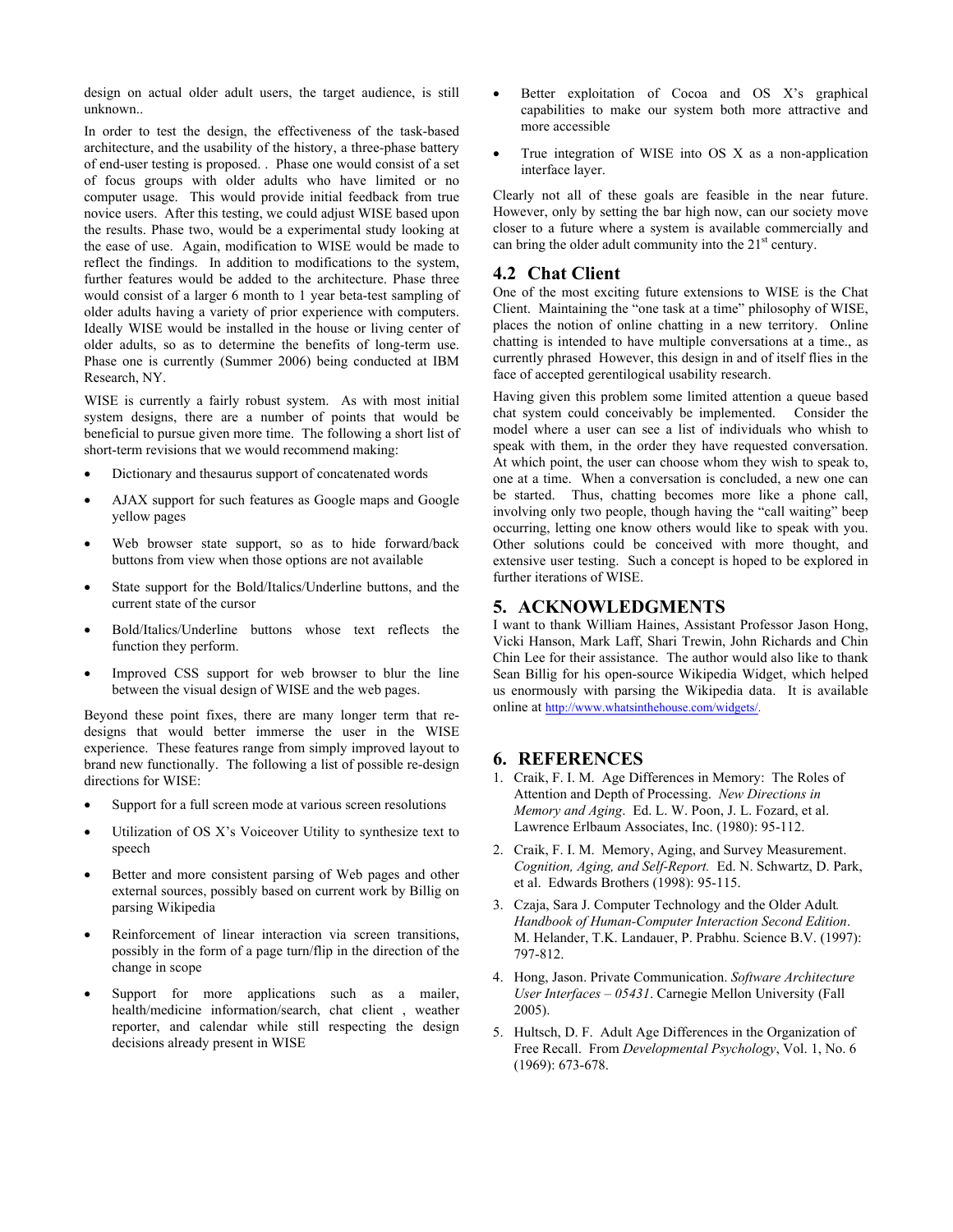design on actual older adult users, the target audience, is still unknown..

In order to test the design, the effectiveness of the task-based architecture, and the usability of the history, a three-phase battery of end-user testing is proposed. . Phase one would consist of a set of focus groups with older adults who have limited or no computer usage. This would provide initial feedback from true novice users. After this testing, we could adjust WISE based upon the results. Phase two, would be a experimental study looking at the ease of use. Again, modification to WISE would be made to reflect the findings. In addition to modifications to the system, further features would be added to the architecture. Phase three would consist of a larger 6 month to 1 year beta-test sampling of older adults having a variety of prior experience with computers. Ideally WISE would be installed in the house or living center of older adults, so as to determine the benefits of long-term use. Phase one is currently (Summer 2006) being conducted at IBM Research, NY.

WISE is currently a fairly robust system. As with most initial system designs, there are a number of points that would be beneficial to pursue given more time. The following a short list of short-term revisions that we would recommend making:

- Dictionary and thesaurus support of concatenated words
- AJAX support for such features as Google maps and Google yellow pages
- Web browser state support, so as to hide forward/back buttons from view when those options are not available
- State support for the Bold/Italics/Underline buttons, and the current state of the cursor
- Bold/Italics/Underline buttons whose text reflects the function they perform.
- Improved CSS support for web browser to blur the line between the visual design of WISE and the web pages.

Beyond these point fixes, there are many longer term that re-designs that would better immerse the user in the WISE experience. These features range from simply improved layout to brand new functionally. The following a list of possible re-design directions for WISE:

- Support for a full screen mode at various screen resolutions
- Utilization of OS X's Voiceover Utility to synthesize text to speech
- Better and more consistent parsing of Web pages and other external sources, possibly based on current work by Billig on parsing Wikipedia
- Reinforcement of linear interaction via screen transitions, possibly in the form of a page turn/flip in the direction of the change in scope
- Support for more applications such as a mailer, health/medicine information/search, chat client , weather reporter, and calendar while still respecting the design decisions already present in WISE
- Better exploitation of Cocoa and OS X's graphical capabilities to make our system both more attractive and more accessible
- True integration of WISE into OS X as a non-application interface layer.

Clearly not all of these goals are feasible in the near future. However, only by setting the bar high now, can our society move closer to a future where a system is available commercially and can bring the older adult community into the 21st century.

## 4.2 Chat Client

One of the most exciting future extensions to WISE is the Chat Client. Maintaining the "one task at a time" philosophy of WISE, places the notion of online chatting in a new territory. Online chatting is intended to have multiple conversations at a time., as currently phrased However, this design in and of itself flies in the face of accepted gerentilogical usability research.

Having given this problem some limited attention a queue based chat system could conceivably be implemented. Consider the model where a user can see a list of individuals who whish to speak with them, in the order they have requested conversation. At which point, the user can choose whom they wish to speak to, one at a time. When a conversation is concluded, a new one can be started. Thus, chatting becomes more like a phone call, involving only two people, though having the "call waiting" beep occurring, letting one know others would like to speak with you. Other solutions could be conceived with more thought, and extensive user testing. Such a concept is hoped to be explored in further iterations of WISE.

## 5. ACKNOWLEDGMENTS

I want to thank William Haines, Assistant Professor Jason Hong, Vicki Hanson, Mark Laff, Shari Trewin, John Richards and Chin Chin Lee for their assistance. The author would also like to thank Sean Billig for his open-source Wikipedia Widget, which helped us enormously with parsing the Wikipedia data. It is available online at http://www.whatsinthehouse.com/widgets/.

## 6. REFERENCES

1. Craik, F. I. M. Age Differences in Memory: The Roles of Attention and Depth of Processing. *New Directions in Memory and Aging*. Ed. L. W. Poon, J. L. Fozard, et al. Lawrence Erlbaum Associates, Inc. (1980): 95-112.
2. Craik, F. I. M. Memory, Aging, and Survey Measurement. *Cognition, Aging, and Self-Report.* Ed. N. Schwartz, D. Park, et al. Edwards Brothers (1998): 95-115.
3. Czaja, Sara J. Computer Technology and the Older Adult. *Handbook of Human-Computer Interaction Second Edition*. M. Helander, T.K. Landauer, P. Prabhu. Science B.V. (1997): 797-812.
4. Hong, Jason. Private Communication. *Software Architecture User Interfaces – 05431*. Carnegie Mellon University (Fall 2005).
5. Hultsch, D. F. Adult Age Differences in the Organization of Free Recall. From *Developmental Psychology*, Vol. 1, No. 6 (1969): 673-678.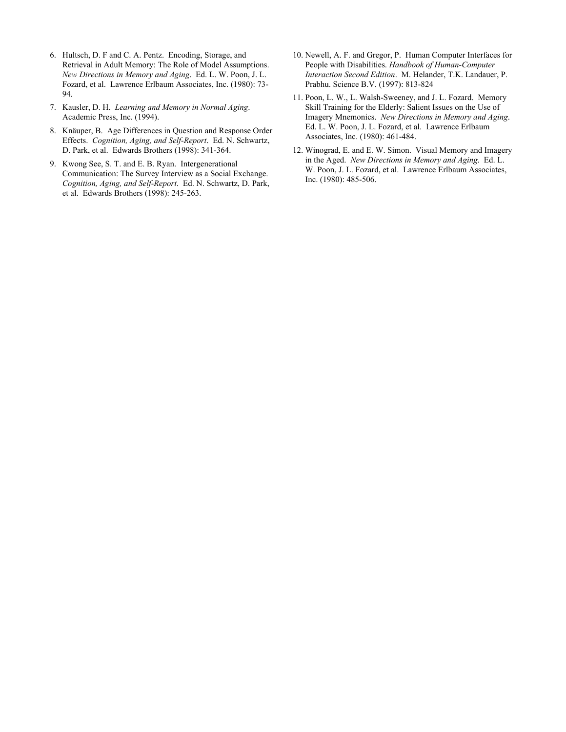6. Hultsch, D. F and C. A. Pentz. Encoding, Storage, and Retrieval in Adult Memory: The Role of Model Assumptions. *New Directions in Memory and Aging*. Ed. L. W. Poon, J. L. Fozard, et al. Lawrence Erlbaum Associates, Inc. (1980): 73-94.

7. Kausler, D. H. *Learning and Memory in Normal Aging*. Academic Press, Inc. (1994).

8. Knäuper, B. Age Differences in Question and Response Order Effects. *Cognition, Aging, and Self-Report*. Ed. N. Schwartz, D. Park, et al. Edwards Brothers (1998): 341-364.

9. Kwong See, S. T. and E. B. Ryan. Intergenerational Communication: The Survey Interview as a Social Exchange. *Cognition, Aging, and Self-Report*. Ed. N. Schwartz, D. Park, et al. Edwards Brothers (1998): 245-263.

10. Newell, A. F. and Gregor, P. Human Computer Interfaces for People with Disabilities. *Handbook of Human-Computer Interaction Second Edition*. M. Helander, T.K. Landauer, P. Prabhu. Science B.V. (1997): 813-824

11. Poon, L. W., L. Walsh-Sweeney, and J. L. Fozard. Memory Skill Training for the Elderly: Salient Issues on the Use of Imagery Mnemonics. *New Directions in Memory and Aging*. Ed. L. W. Poon, J. L. Fozard, et al. Lawrence Erlbaum Associates, Inc. (1980): 461-484.

12. Winograd, E. and E. W. Simon. Visual Memory and Imagery in the Aged. *New Directions in Memory and Aging*. Ed. L. W. Poon, J. L. Fozard, et al. Lawrence Erlbaum Associates, Inc. (1980): 485-506.